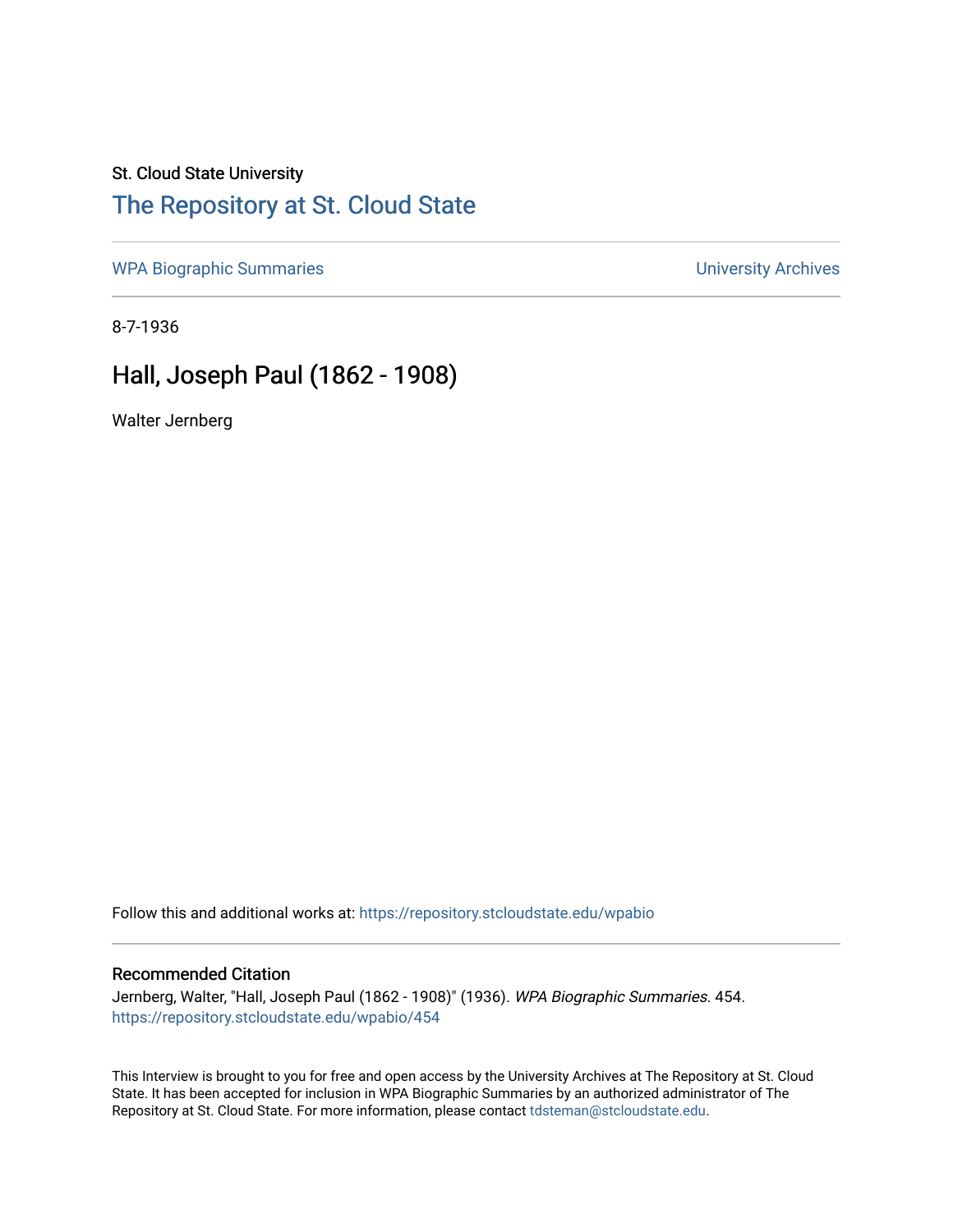St. Cloud State University

## The Repository at St. Cloud State

WPA Biographic Summaries | University Archives

8-7-1936

# Hall, Joseph Paul (1862 - 1908)

Walter Jernberg

Follow this and additional works at: https://repository.stcloudstate.edu/wpabio

### Recommended Citation

Jernberg, Walter, "Hall, Joseph Paul (1862 - 1908)" (1936). *WPA Biographic Summaries*. 454.
https://repository.stcloudstate.edu/wpabio/454

This Interview is brought to you for free and open access by the University Archives at The Repository at St. Cloud State. It has been accepted for inclusion in WPA Biographic Summaries by an authorized administrator of The Repository at St. Cloud State. For more information, please contact tdsteman@stcloudstate.edu.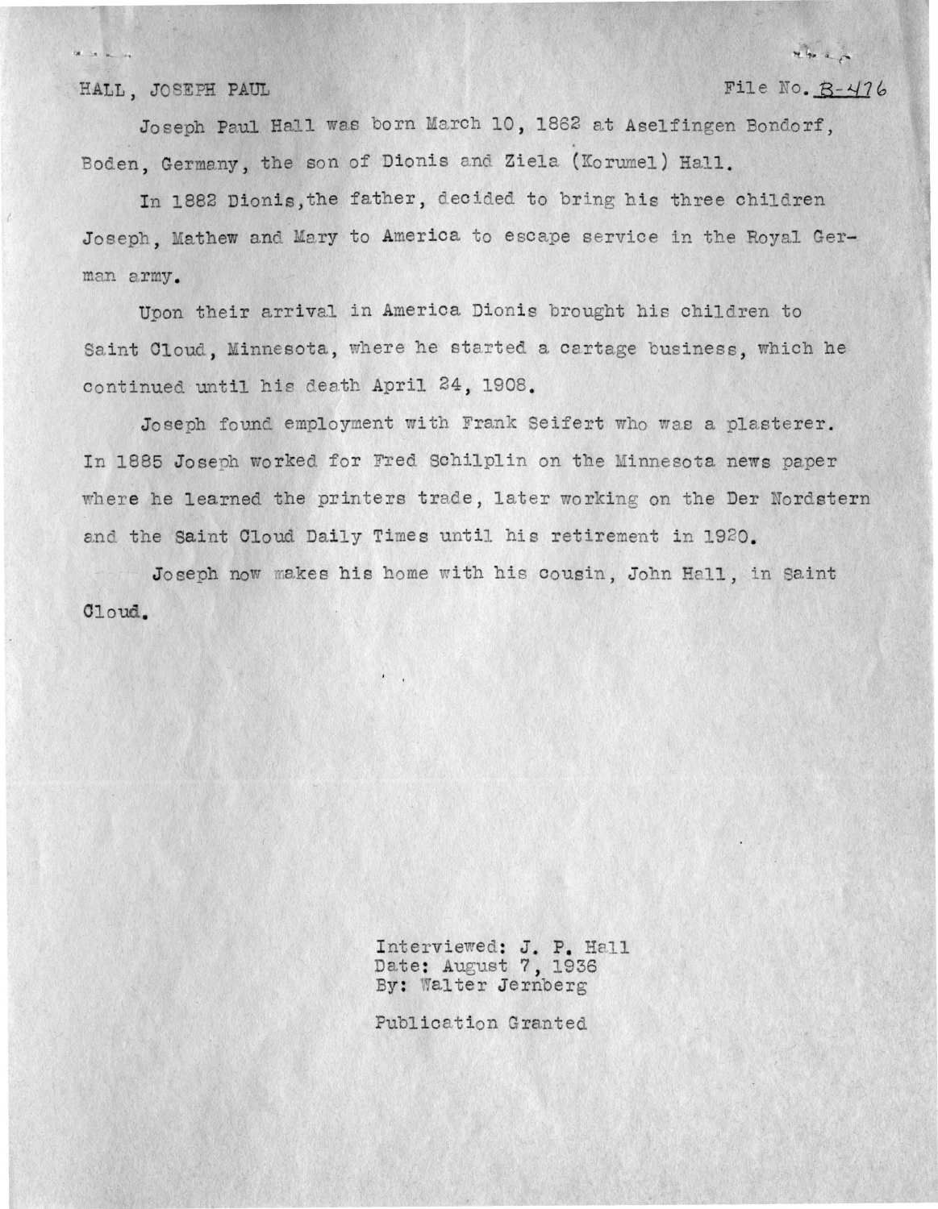HALL, JOSEPH PAUL

File No. B-476

Joseph Paul Hall was born March 10, 1862 at Aselfingen Bondorf, Boden, Germany, the son of Dionis and Ziela (Korumel) Hall.

In 1882 Dionis,the father, decided to bring his three children Joseph, Mathew and Mary to America to escape service in the Royal German army.

Upon their arrival in America Dionis brought his children to Saint Cloud, Minnesota, where he started a cartage business, which he continued until his death April 24, 1908.

Joseph found employment with Frank Seifert who was a plasterer. In 1885 Joseph worked for Fred Schilplin on the Minnesota news paper where he learned the printers trade, later working on the Der Nordstern and the Saint Cloud Daily Times until his retirement in 1920.

Joseph now makes his home with his cousin, John Hall, in Saint Cloud.

Interviewed: J. P. Hall
Date: August 7, 1936
By: Walter Jernberg

Publication Granted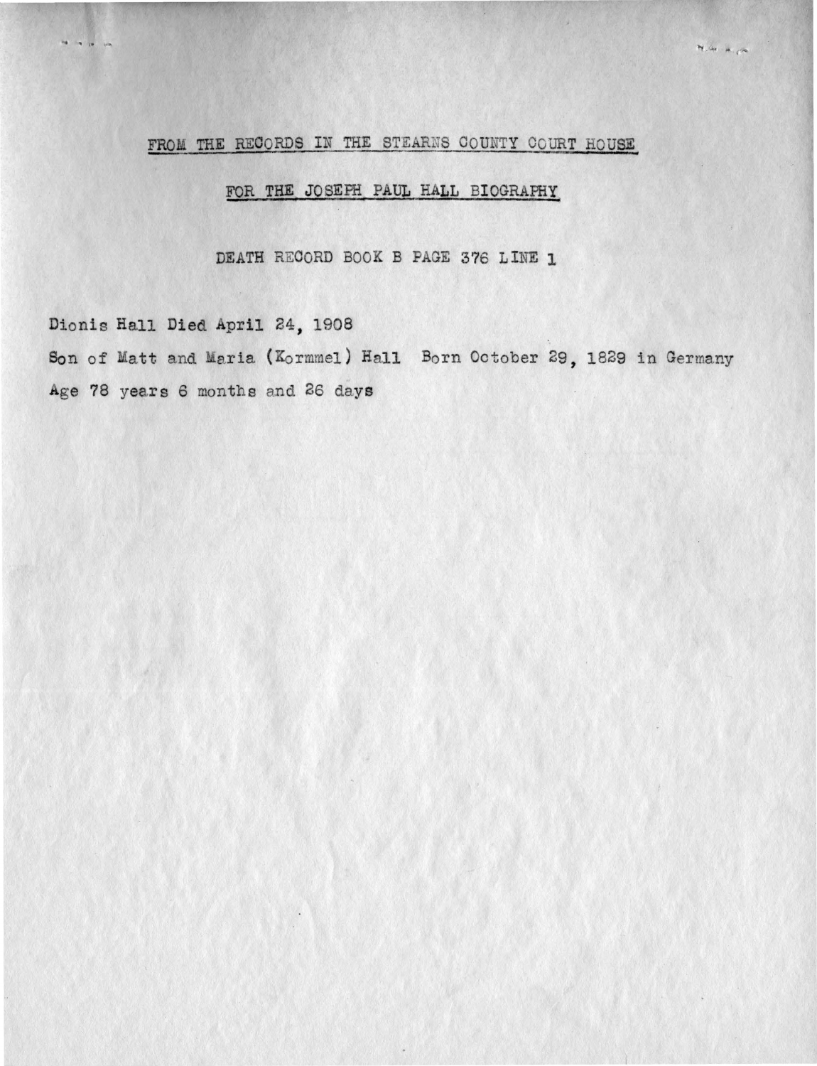FROM THE RECORDS IN THE STEARNS COUNTY COURT HOUSE

FOR THE JOSEPH PAUL HALL BIOGRAPHY

DEATH RECORD BOOK B PAGE 376 LINE 1

Dionis Hall Died April 24, 1908

Son of Matt and Maria (Kormmel) Hall Born October 29, 1829 in Germany

Age 78 years 6 months and 26 days